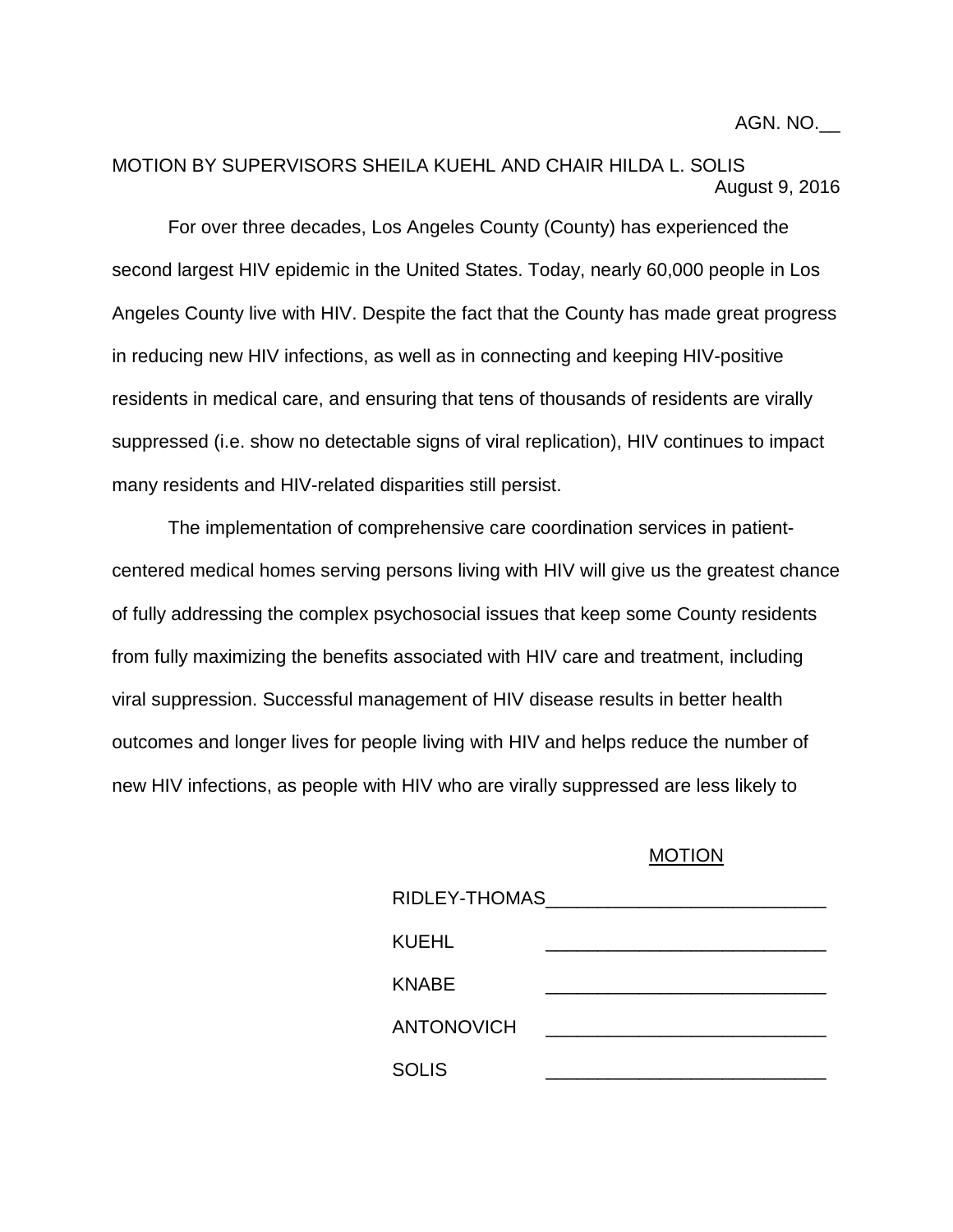AGN. NO.__

MOTION BY SUPERVISORS SHEILA KUEHL AND CHAIR HILDA L. SOLIS

August 9, 2016

For over three decades, Los Angeles County (County) has experienced the second largest HIV epidemic in the United States. Today, nearly 60,000 people in Los Angeles County live with HIV. Despite the fact that the County has made great progress in reducing new HIV infections, as well as in connecting and keeping HIV-positive residents in medical care, and ensuring that tens of thousands of residents are virally suppressed (i.e. show no detectable signs of viral replication), HIV continues to impact many residents and HIV-related disparities still persist.

The implementation of comprehensive care coordination services in patient-centered medical homes serving persons living with HIV will give us the greatest chance of fully addressing the complex psychosocial issues that keep some County residents from fully maximizing the benefits associated with HIV care and treatment, including viral suppression. Successful management of HIV disease results in better health outcomes and longer lives for people living with HIV and helps reduce the number of new HIV infections, as people with HIV who are virally suppressed are less likely to

MOTION

RIDLEY-THOMAS ___________________________

KUEHL ___________________________

KNABE ___________________________

ANTONOVICH ___________________________

SOLIS ___________________________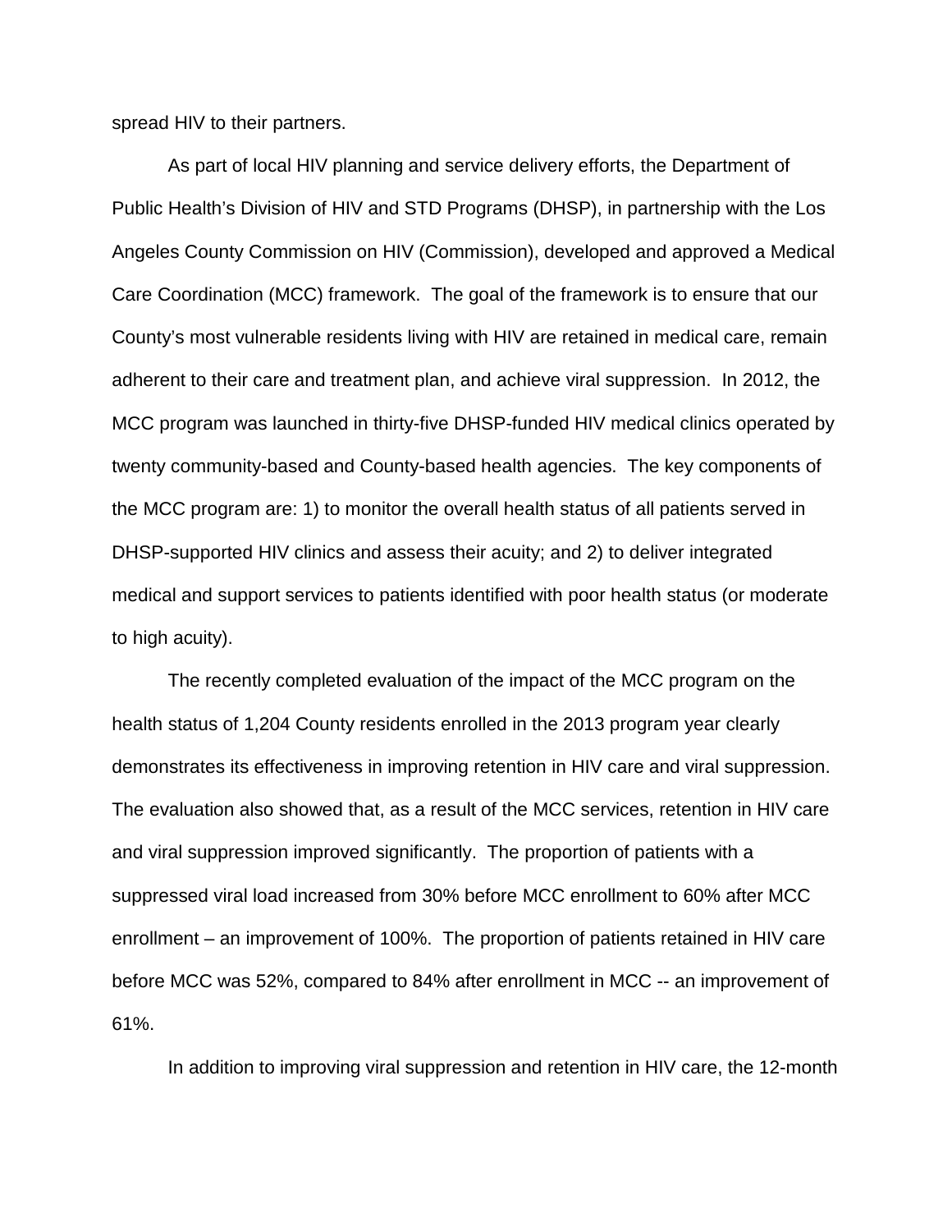spread HIV to their partners.

As part of local HIV planning and service delivery efforts, the Department of Public Health's Division of HIV and STD Programs (DHSP), in partnership with the Los Angeles County Commission on HIV (Commission), developed and approved a Medical Care Coordination (MCC) framework. The goal of the framework is to ensure that our County's most vulnerable residents living with HIV are retained in medical care, remain adherent to their care and treatment plan, and achieve viral suppression. In 2012, the MCC program was launched in thirty-five DHSP-funded HIV medical clinics operated by twenty community-based and County-based health agencies. The key components of the MCC program are: 1) to monitor the overall health status of all patients served in DHSP-supported HIV clinics and assess their acuity; and 2) to deliver integrated medical and support services to patients identified with poor health status (or moderate to high acuity).

The recently completed evaluation of the impact of the MCC program on the health status of 1,204 County residents enrolled in the 2013 program year clearly demonstrates its effectiveness in improving retention in HIV care and viral suppression. The evaluation also showed that, as a result of the MCC services, retention in HIV care and viral suppression improved significantly. The proportion of patients with a suppressed viral load increased from 30% before MCC enrollment to 60% after MCC enrollment – an improvement of 100%. The proportion of patients retained in HIV care before MCC was 52%, compared to 84% after enrollment in MCC -- an improvement of 61%.

In addition to improving viral suppression and retention in HIV care, the 12-month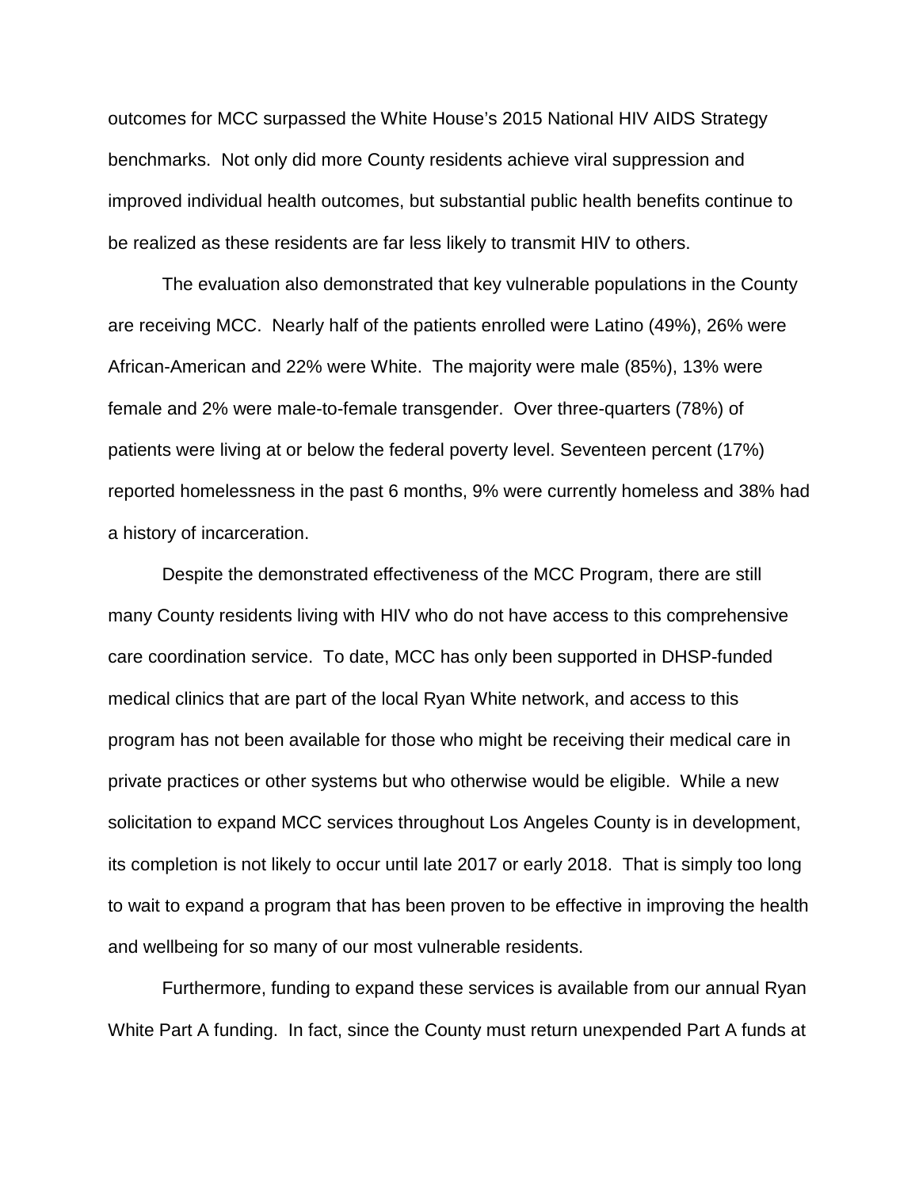outcomes for MCC surpassed the White House's 2015 National HIV AIDS Strategy benchmarks. Not only did more County residents achieve viral suppression and improved individual health outcomes, but substantial public health benefits continue to be realized as these residents are far less likely to transmit HIV to others.

The evaluation also demonstrated that key vulnerable populations in the County are receiving MCC. Nearly half of the patients enrolled were Latino (49%), 26% were African-American and 22% were White. The majority were male (85%), 13% were female and 2% were male-to-female transgender. Over three-quarters (78%) of patients were living at or below the federal poverty level. Seventeen percent (17%) reported homelessness in the past 6 months, 9% were currently homeless and 38% had a history of incarceration.

Despite the demonstrated effectiveness of the MCC Program, there are still many County residents living with HIV who do not have access to this comprehensive care coordination service. To date, MCC has only been supported in DHSP-funded medical clinics that are part of the local Ryan White network, and access to this program has not been available for those who might be receiving their medical care in private practices or other systems but who otherwise would be eligible. While a new solicitation to expand MCC services throughout Los Angeles County is in development, its completion is not likely to occur until late 2017 or early 2018. That is simply too long to wait to expand a program that has been proven to be effective in improving the health and wellbeing for so many of our most vulnerable residents.

Furthermore, funding to expand these services is available from our annual Ryan White Part A funding. In fact, since the County must return unexpended Part A funds at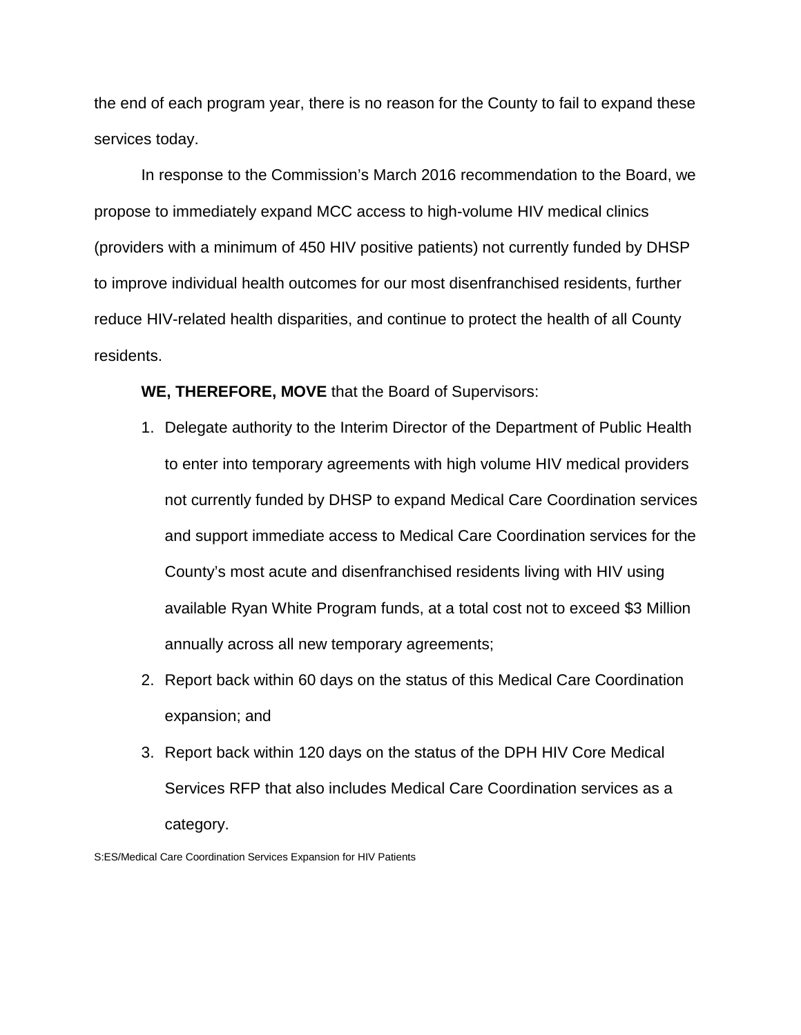the end of each program year, there is no reason for the County to fail to expand these services today.

In response to the Commission's March 2016 recommendation to the Board, we propose to immediately expand MCC access to high-volume HIV medical clinics (providers with a minimum of 450 HIV positive patients) not currently funded by DHSP to improve individual health outcomes for our most disenfranchised residents, further reduce HIV-related health disparities, and continue to protect the health of all County residents.

**WE, THEREFORE, MOVE** that the Board of Supervisors:

1. Delegate authority to the Interim Director of the Department of Public Health to enter into temporary agreements with high volume HIV medical providers not currently funded by DHSP to expand Medical Care Coordination services and support immediate access to Medical Care Coordination services for the County's most acute and disenfranchised residents living with HIV using available Ryan White Program funds, at a total cost not to exceed $3 Million annually across all new temporary agreements;
2. Report back within 60 days on the status of this Medical Care Coordination expansion; and
3. Report back within 120 days on the status of the DPH HIV Core Medical Services RFP that also includes Medical Care Coordination services as a category.

S:ES/Medical Care Coordination Services Expansion for HIV Patients